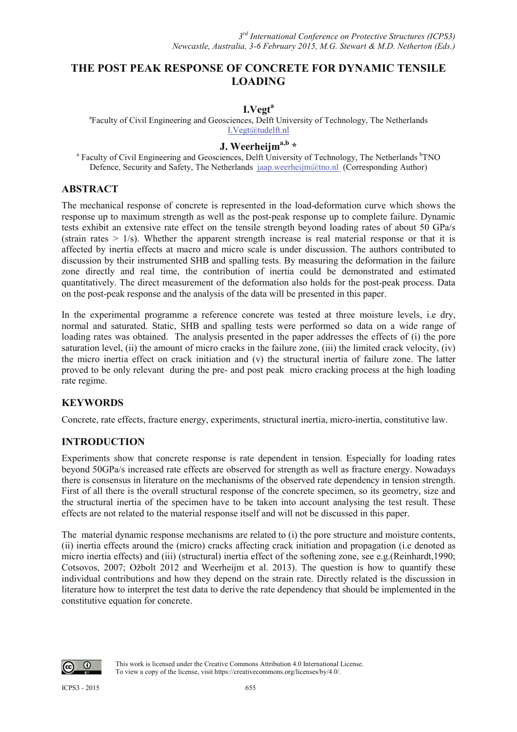# THE POST PEAK RESPONSE OF CONCRETE FOR DYNAMIC TENSILE LOADING

**I.Vegt[a]**

[a]Faculty of Civil Engineering and Geosciences, Delft University of Technology, The Netherlands
I.Vegt@tudelft.nl

**J. Weerheijm[a,b] \***

[a] Faculty of Civil Engineering and Geosciences, Delft University of Technology, The Netherlands [b]TNO Defence, Security and Safety, The Netherlands jaap.weerheijm@tno.nl (Corresponding Author)

## ABSTRACT

The mechanical response of concrete is represented in the load-deformation curve which shows the response up to maximum strength as well as the post-peak response up to complete failure. Dynamic tests exhibit an extensive rate effect on the tensile strength beyond loading rates of about 50 GPa/s (strain rates > 1/s). Whether the apparent strength increase is real material response or that it is affected by inertia effects at macro and micro scale is under discussion. The authors contributed to discussion by their instrumented SHB and spalling tests. By measuring the deformation in the failure zone directly and real time, the contribution of inertia could be demonstrated and estimated quantitatively. The direct measurement of the deformation also holds for the post-peak process. Data on the post-peak response and the analysis of the data will be presented in this paper.

In the experimental programme a reference concrete was tested at three moisture levels, i.e dry, normal and saturated. Static, SHB and spalling tests were performed so data on a wide range of loading rates was obtained. The analysis presented in the paper addresses the effects of (i) the pore saturation level, (ii) the amount of micro cracks in the failure zone, (iii) the limited crack velocity, (iv) the micro inertia effect on crack initiation and (v) the structural inertia of failure zone. The latter proved to be only relevant during the pre- and post peak micro cracking process at the high loading rate regime.

## KEYWORDS

Concrete, rate effects, fracture energy, experiments, structural inertia, micro-inertia, constitutive law.

## INTRODUCTION

Experiments show that concrete response is rate dependent in tension. Especially for loading rates beyond 50GPa/s increased rate effects are observed for strength as well as fracture energy. Nowadays there is consensus in literature on the mechanisms of the observed rate dependency in tension strength. First of all there is the overall structural response of the concrete specimen, so its geometry, size and the structural inertia of the specimen have to be taken into account analysing the test result. These effects are not related to the material response itself and will not be discussed in this paper.

The material dynamic response mechanisms are related to (i) the pore structure and moisture contents, (ii) inertia effects around the (micro) cracks affecting crack initiation and propagation (i.e denoted as micro inertia effects) and (iii) (structural) inertia effect of the softening zone, see e.g.(Reinhardt,1990; Cotsovos, 2007; Ožbolt 2012 and Weerheijm et al. 2013). The question is how to quantify these individual contributions and how they depend on the strain rate. Directly related is the discussion in literature how to interpret the test data to derive the rate dependency that should be implemented in the constitutive equation for concrete.

This work is licensed under the Creative Commons Attribution 4.0 International License.
To view a copy of the license, visit https://creativecommons.org/licenses/by/4.0/.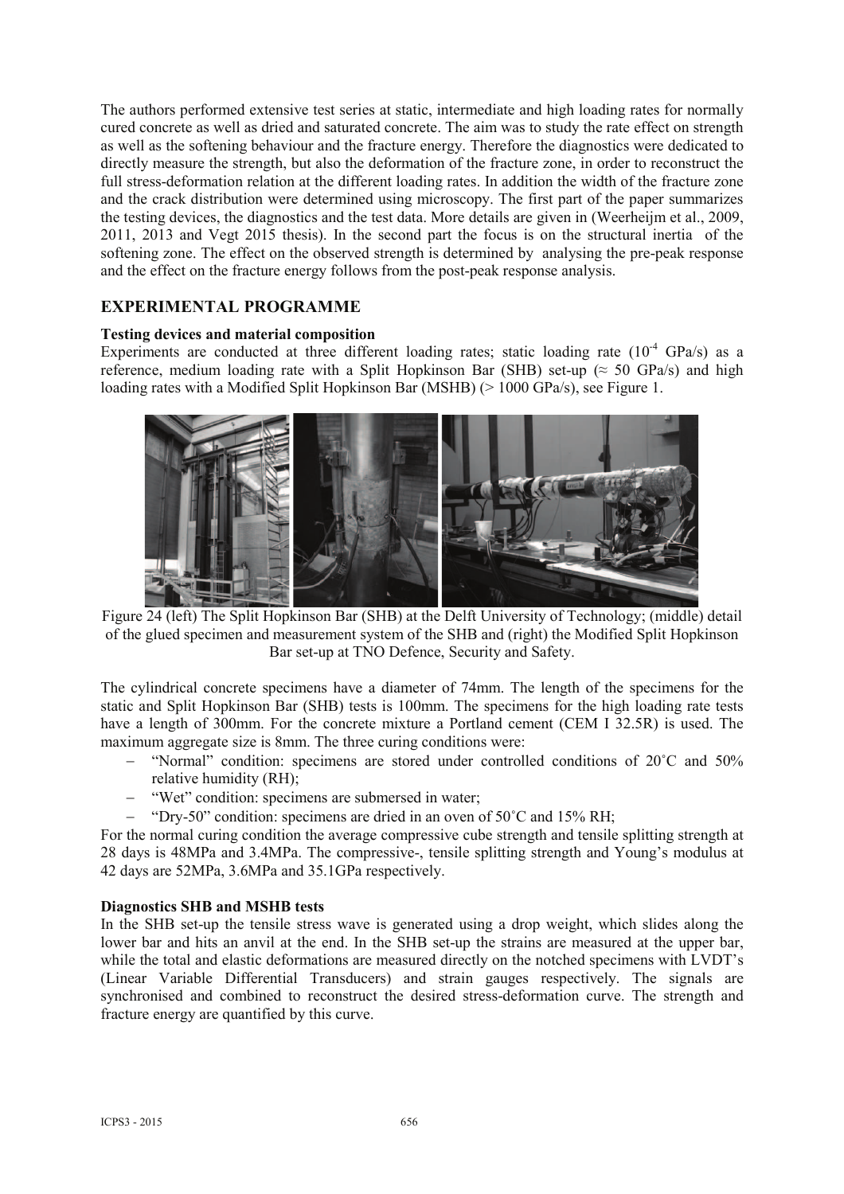The authors performed extensive test series at static, intermediate and high loading rates for normally cured concrete as well as dried and saturated concrete. The aim was to study the rate effect on strength as well as the softening behaviour and the fracture energy. Therefore the diagnostics were dedicated to directly measure the strength, but also the deformation of the fracture zone, in order to reconstruct the full stress-deformation relation at the different loading rates. In addition the width of the fracture zone and the crack distribution were determined using microscopy. The first part of the paper summarizes the testing devices, the diagnostics and the test data. More details are given in (Weerheijm et al., 2009, 2011, 2013 and Vegt 2015 thesis). In the second part the focus is on the structural inertia of the softening zone. The effect on the observed strength is determined by analysing the pre-peak response and the effect on the fracture energy follows from the post-peak response analysis.

## EXPERIMENTAL PROGRAMME

**Testing devices and material composition**

Experiments are conducted at three different loading rates; static loading rate ($10^{-4}$ GPa/s) as a reference, medium loading rate with a Split Hopkinson Bar (SHB) set-up ($\approx$ 50 GPa/s) and high loading rates with a Modified Split Hopkinson Bar (MSHB) (> 1000 GPa/s), see Figure 1.

Figure 24 (left) The Split Hopkinson Bar (SHB) at the Delft University of Technology; (middle) detail of the glued specimen and measurement system of the SHB and (right) the Modified Split Hopkinson Bar set-up at TNO Defence, Security and Safety.

The cylindrical concrete specimens have a diameter of 74mm. The length of the specimens for the static and Split Hopkinson Bar (SHB) tests is 100mm. The specimens for the high loading rate tests have a length of 300mm. For the concrete mixture a Portland cement (CEM I 32.5R) is used. The maximum aggregate size is 8mm. The three curing conditions were:

- "Normal" condition: specimens are stored under controlled conditions of 20˚C and 50% relative humidity (RH);
- "Wet" condition: specimens are submersed in water;
- "Dry-50" condition: specimens are dried in an oven of 50˚C and 15% RH;

For the normal curing condition the average compressive cube strength and tensile splitting strength at 28 days is 48MPa and 3.4MPa. The compressive-, tensile splitting strength and Young's modulus at 42 days are 52MPa, 3.6MPa and 35.1GPa respectively.

**Diagnostics SHB and MSHB tests**

In the SHB set-up the tensile stress wave is generated using a drop weight, which slides along the lower bar and hits an anvil at the end. In the SHB set-up the strains are measured at the upper bar, while the total and elastic deformations are measured directly on the notched specimens with LVDT's (Linear Variable Differential Transducers) and strain gauges respectively. The signals are synchronised and combined to reconstruct the desired stress-deformation curve. The strength and fracture energy are quantified by this curve.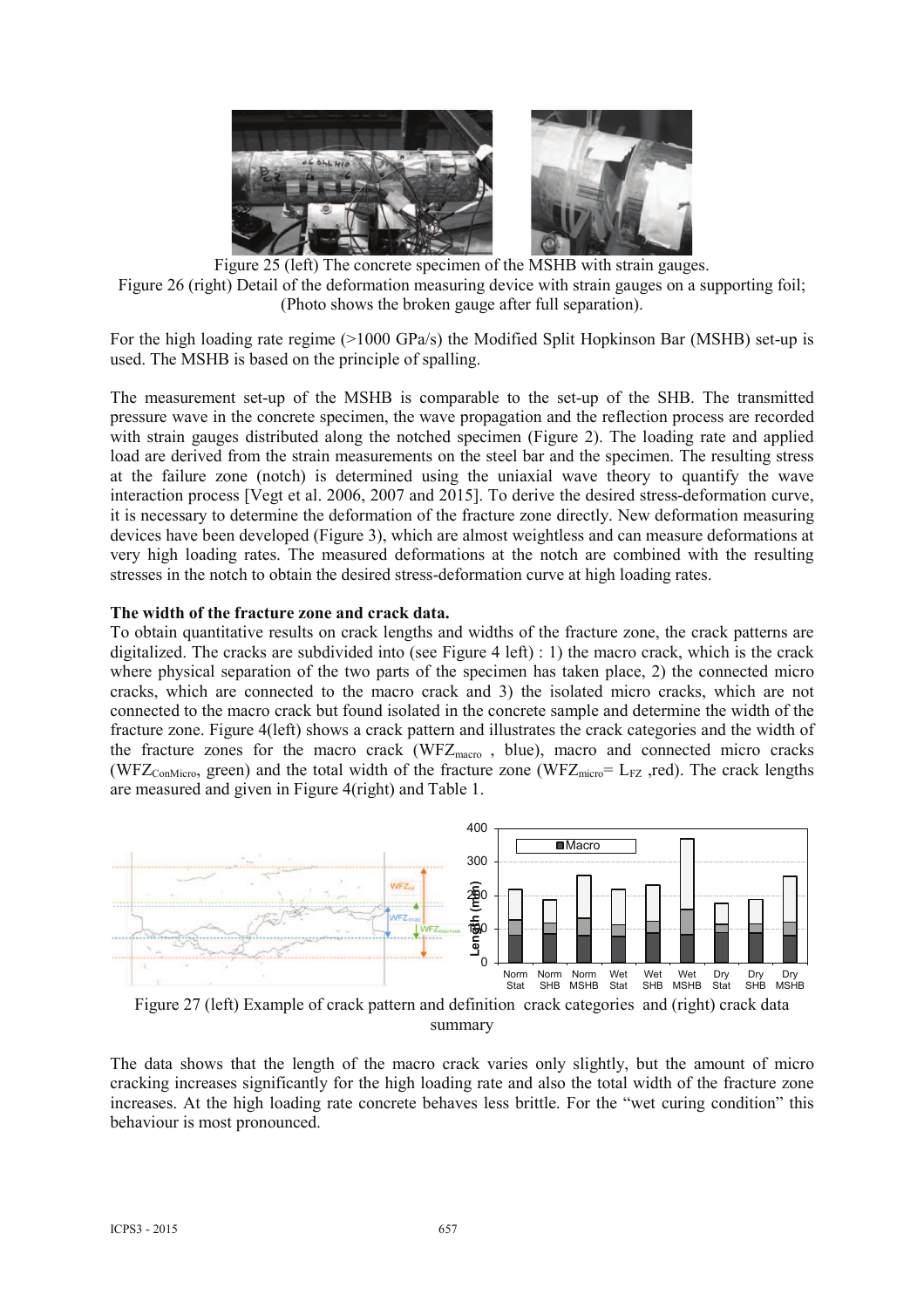Figure 25 (left) The concrete specimen of the MSHB with strain gauges.
Figure 26 (right) Detail of the deformation measuring device with strain gauges on a supporting foil; (Photo shows the broken gauge after full separation).

For the high loading rate regime (>1000 GPa/s) the Modified Split Hopkinson Bar (MSHB) set-up is used. The MSHB is based on the principle of spalling.

The measurement set-up of the MSHB is comparable to the set-up of the SHB. The transmitted pressure wave in the concrete specimen, the wave propagation and the reflection process are recorded with strain gauges distributed along the notched specimen (Figure 2). The loading rate and applied load are derived from the strain measurements on the steel bar and the specimen. The resulting stress at the failure zone (notch) is determined using the uniaxial wave theory to quantify the wave interaction process [Vegt et al. 2006, 2007 and 2015]. To derive the desired stress-deformation curve, it is necessary to determine the deformation of the fracture zone directly. New deformation measuring devices have been developed (Figure 3), which are almost weightless and can measure deformations at very high loading rates. The measured deformations at the notch are combined with the resulting stresses in the notch to obtain the desired stress-deformation curve at high loading rates.

**The width of the fracture zone and crack data.**

To obtain quantitative results on crack lengths and widths of the fracture zone, the crack patterns are digitalized. The cracks are subdivided into (see Figure 4 left) : 1) the macro crack, which is the crack where physical separation of the two parts of the specimen has taken place, 2) the connected micro cracks, which are connected to the macro crack and 3) the isolated micro cracks, which are not connected to the macro crack but found isolated in the concrete sample and determine the width of the fracture zone. Figure 4(left) shows a crack pattern and illustrates the crack categories and the width of the fracture zones for the macro crack ($WFZ_{macro}$ , blue), macro and connected micro cracks ($WFZ_{ConMicro}$, green) and the total width of the fracture zone ($WFZ_{micro}= L_{FZ}$ ,red). The crack lengths are measured and given in Figure 4(right) and Table 1.

Figure 27 (left) Example of crack pattern and definition crack categories and (right) crack data summary

The data shows that the length of the macro crack varies only slightly, but the amount of micro cracking increases significantly for the high loading rate and also the total width of the fracture zone increases. At the high loading rate concrete behaves less brittle. For the "wet curing condition" this behaviour is most pronounced.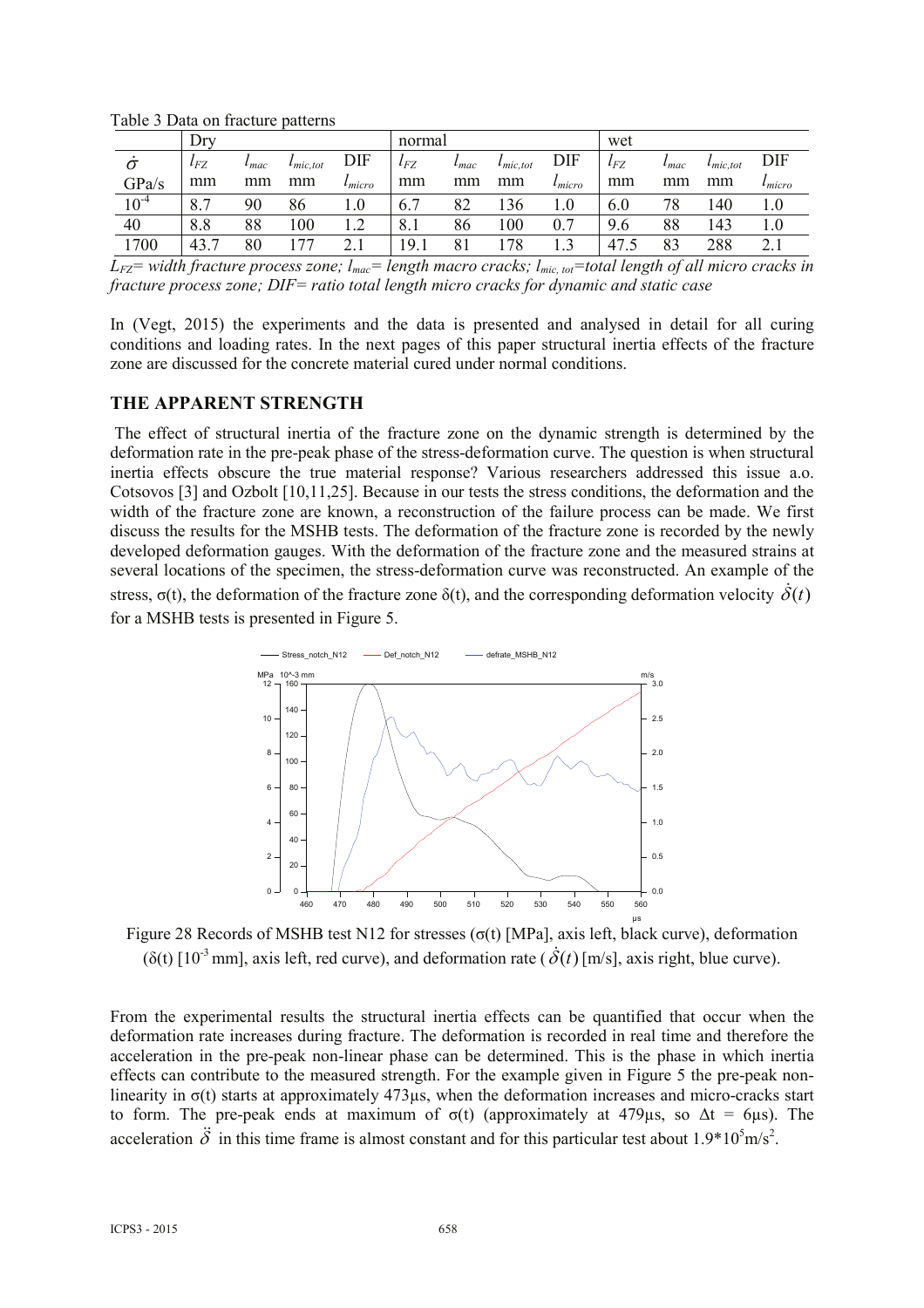Table 3 Data on fracture patterns

| | Dry | | | | normal | | | | wet | | | |
|---|---|---|---|---|---|---|---|---|---|---|---|---|
| $\dot{\sigma}$ | $l_{FZ}$ | $l_{mac}$ | $l_{mic,tot}$ | DIF | $l_{FZ}$ | $l_{mac}$ | $l_{mic,tot}$ | DIF | $l_{FZ}$ | $l_{mac}$ | $l_{mic,tot}$ | DIF |
| GPa/s | mm | mm | mm | $l_{micro}$ | mm | mm | mm | $l_{micro}$ | mm | mm | mm | $l_{micro}$ |
| $10^{-4}$ | 8.7 | 90 | 86 | 1.0 | 6.7 | 82 | 136 | 1.0 | 6.0 | 78 | 140 | 1.0 |
| 40 | 8.8 | 88 | 100 | 1.2 | 8.1 | 86 | 100 | 0.7 | 9.6 | 88 | 143 | 1.0 |
| 1700 | 43.7 | 80 | 177 | 2.1 | 19.1 | 81 | 178 | 1.3 | 47.5 | 83 | 288 | 2.1 |

*$L_{FZ}$= width fracture process zone; $l_{mac}$= length macro cracks; $l_{mic,\,tot}$=total length of all micro cracks in fracture process zone; DIF= ratio total length micro cracks for dynamic and static case*

In (Vegt, 2015) the experiments and the data is presented and analysed in detail for all curing conditions and loading rates. In the next pages of this paper structural inertia effects of the fracture zone are discussed for the concrete material cured under normal conditions.

## THE APPARENT STRENGTH

The effect of structural inertia of the fracture zone on the dynamic strength is determined by the deformation rate in the pre-peak phase of the stress-deformation curve. The question is when structural inertia effects obscure the true material response? Various researchers addressed this issue a.o. Cotsovos [3] and Ozbolt [10,11,25]. Because in our tests the stress conditions, the deformation and the width of the fracture zone are known, a reconstruction of the failure process can be made. We first discuss the results for the MSHB tests. The deformation of the fracture zone is recorded by the newly developed deformation gauges. With the deformation of the fracture zone and the measured strains at several locations of the specimen, the stress-deformation curve was reconstructed. An example of the stress, σ(t), the deformation of the fracture zone δ(t), and the corresponding deformation velocity $\dot{\delta}(t)$ for a MSHB tests is presented in Figure 5.

Figure 28 Records of MSHB test N12 for stresses (σ(t) [MPa], axis left, black curve), deformation (δ(t) [$10^{-3}$ mm], axis left, red curve), and deformation rate ($\dot{\delta}(t)$ [m/s], axis right, blue curve).

From the experimental results the structural inertia effects can be quantified that occur when the deformation rate increases during fracture. The deformation is recorded in real time and therefore the acceleration in the pre-peak non-linear phase can be determined. This is the phase in which inertia effects can contribute to the measured strength. For the example given in Figure 5 the pre-peak non-linearity in σ(t) starts at approximately 473µs, when the deformation increases and micro-cracks start to form. The pre-peak ends at maximum of σ(t) (approximately at 479µs, so Δt = 6µs). The acceleration $\ddot{\delta}$ in this time frame is almost constant and for this particular test about $1.9 \cdot 10^5 \text{m/s}^2$.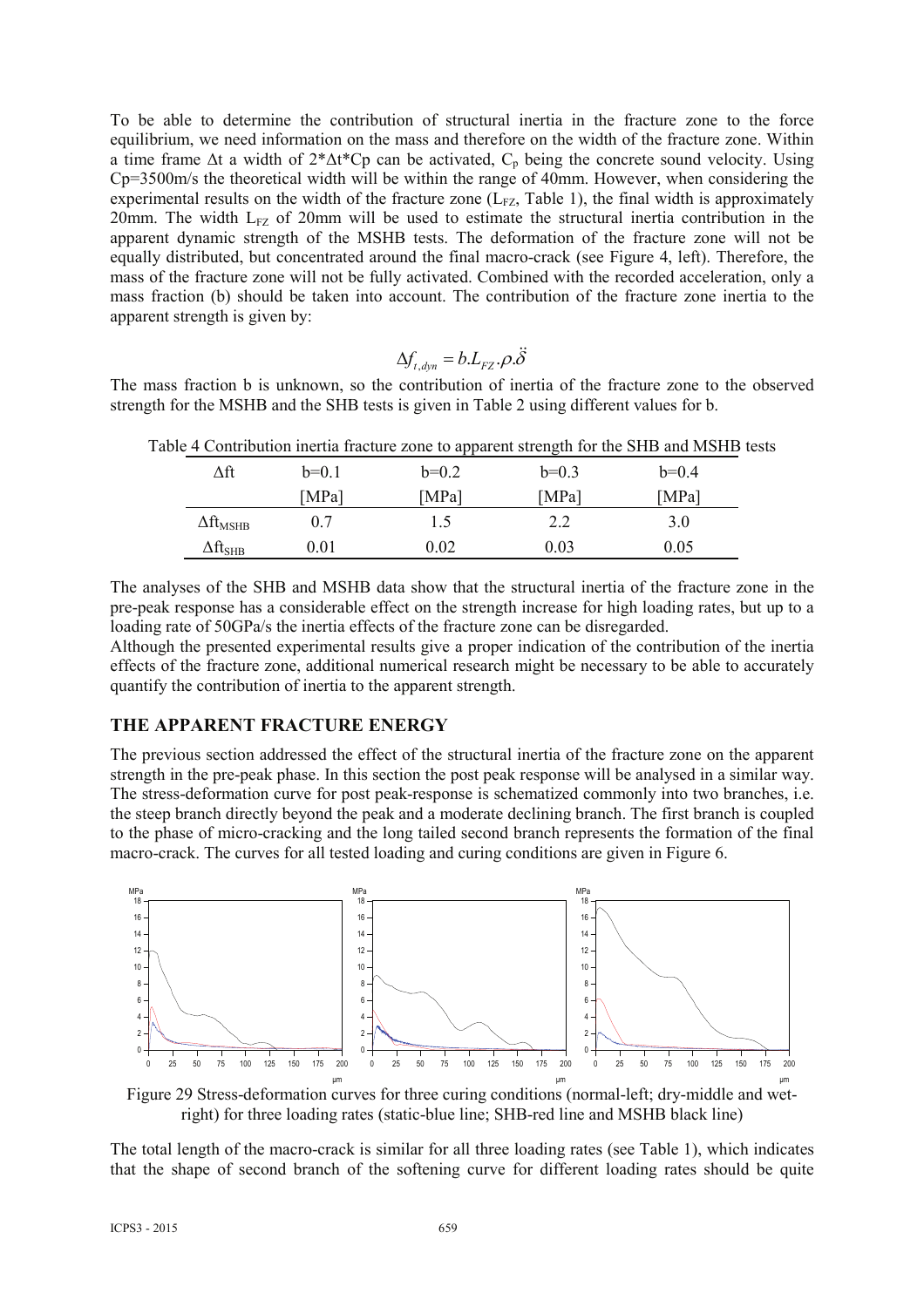To be able to determine the contribution of structural inertia in the fracture zone to the force equilibrium, we need information on the mass and therefore on the width of the fracture zone. Within a time frame $\Delta t$ a width of $2*\Delta t*Cp$ can be activated, $C_p$ being the concrete sound velocity. Using Cp=3500m/s the theoretical width will be within the range of 40mm. However, when considering the experimental results on the width of the fracture zone ($L_{FZ}$, Table 1), the final width is approximately 20mm. The width $L_{FZ}$ of 20mm will be used to estimate the structural inertia contribution in the apparent dynamic strength of the MSHB tests. The deformation of the fracture zone will not be equally distributed, but concentrated around the final macro-crack (see Figure 4, left). Therefore, the mass of the fracture zone will not be fully activated. Combined with the recorded acceleration, only a mass fraction (b) should be taken into account. The contribution of the fracture zone inertia to the apparent strength is given by:

$$\Delta f_{t,dyn} = b.L_{FZ}.\rho.\ddot{\delta}$$

The mass fraction b is unknown, so the contribution of inertia of the fracture zone to the observed strength for the MSHB and the SHB tests is given in Table 2 using different values for b.

Table 4 Contribution inertia fracture zone to apparent strength for the SHB and MSHB tests

| $\Delta$ft | b=0.1 [MPa] | b=0.2 [MPa] | b=0.3 [MPa] | b=0.4 [MPa] |
|---|---|---|---|---|
| $\Delta ft_{MSHB}$ | 0.7 | 1.5 | 2.2 | 3.0 |
| $\Delta ft_{SHB}$ | 0.01 | 0.02 | 0.03 | 0.05 |

The analyses of the SHB and MSHB data show that the structural inertia of the fracture zone in the pre-peak response has a considerable effect on the strength increase for high loading rates, but up to a loading rate of 50GPa/s the inertia effects of the fracture zone can be disregarded.

Although the presented experimental results give a proper indication of the contribution of the inertia effects of the fracture zone, additional numerical research might be necessary to be able to accurately quantify the contribution of inertia to the apparent strength.

## THE APPARENT FRACTURE ENERGY

The previous section addressed the effect of the structural inertia of the fracture zone on the apparent strength in the pre-peak phase. In this section the post peak response will be analysed in a similar way. The stress-deformation curve for post peak-response is schematized commonly into two branches, i.e. the steep branch directly beyond the peak and a moderate declining branch. The first branch is coupled to the phase of micro-cracking and the long tailed second branch represents the formation of the final macro-crack. The curves for all tested loading and curing conditions are given in Figure 6.

Figure 29 Stress-deformation curves for three curing conditions (normal-left; dry-middle and wet-right) for three loading rates (static-blue line; SHB-red line and MSHB black line)

The total length of the macro-crack is similar for all three loading rates (see Table 1), which indicates that the shape of second branch of the softening curve for different loading rates should be quite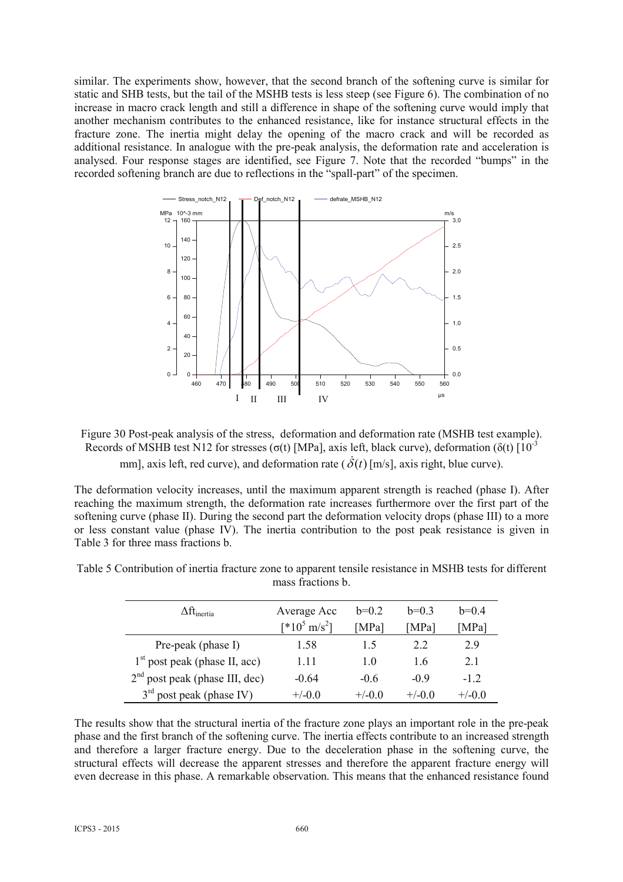similar. The experiments show, however, that the second branch of the softening curve is similar for static and SHB tests, but the tail of the MSHB tests is less steep (see Figure 6). The combination of no increase in macro crack length and still a difference in shape of the softening curve would imply that another mechanism contributes to the enhanced resistance, like for instance structural effects in the fracture zone. The inertia might delay the opening of the macro crack and will be recorded as additional resistance. In analogue with the pre-peak analysis, the deformation rate and acceleration is analysed. Four response stages are identified, see Figure 7. Note that the recorded "bumps" in the recorded softening branch are due to reflections in the "spall-part" of the specimen.

Figure 30 Post-peak analysis of the stress, deformation and deformation rate (MSHB test example). Records of MSHB test N12 for stresses (σ(t) [MPa], axis left, black curve), deformation (δ(t) [$10^{-3}$ mm], axis left, red curve), and deformation rate ($\dot{\delta}(t)$ [m/s], axis right, blue curve).

The deformation velocity increases, until the maximum apparent strength is reached (phase I). After reaching the maximum strength, the deformation rate increases furthermore over the first part of the softening curve (phase II). During the second part the deformation velocity drops (phase III) to a more or less constant value (phase IV). The inertia contribution to the post peak resistance is given in Table 3 for three mass fractions b.

Table 5 Contribution of inertia fracture zone to apparent tensile resistance in MSHB tests for different mass fractions b.

| $\Delta ft_{inertia}$ | Average Acc [*$10^5$ m/s$^2$] | b=0.2 [MPa] | b=0.3 [MPa] | b=0.4 [MPa] |
|---|---|---|---|---|
| Pre-peak (phase I) | 1.58 | 1.5 | 2.2 | 2.9 |
| 1$^{st}$ post peak (phase II, acc) | 1.11 | 1.0 | 1.6 | 2.1 |
| 2$^{nd}$ post peak (phase III, dec) | -0.64 | -0.6 | -0.9 | -1.2 |
| 3$^{rd}$ post peak (phase IV) | +/-0.0 | +/-0.0 | +/-0.0 | +/-0.0 |

The results show that the structural inertia of the fracture zone plays an important role in the pre-peak phase and the first branch of the softening curve. The inertia effects contribute to an increased strength and therefore a larger fracture energy. Due to the deceleration phase in the softening curve, the structural effects will decrease the apparent stresses and therefore the apparent fracture energy will even decrease in this phase. A remarkable observation. This means that the enhanced resistance found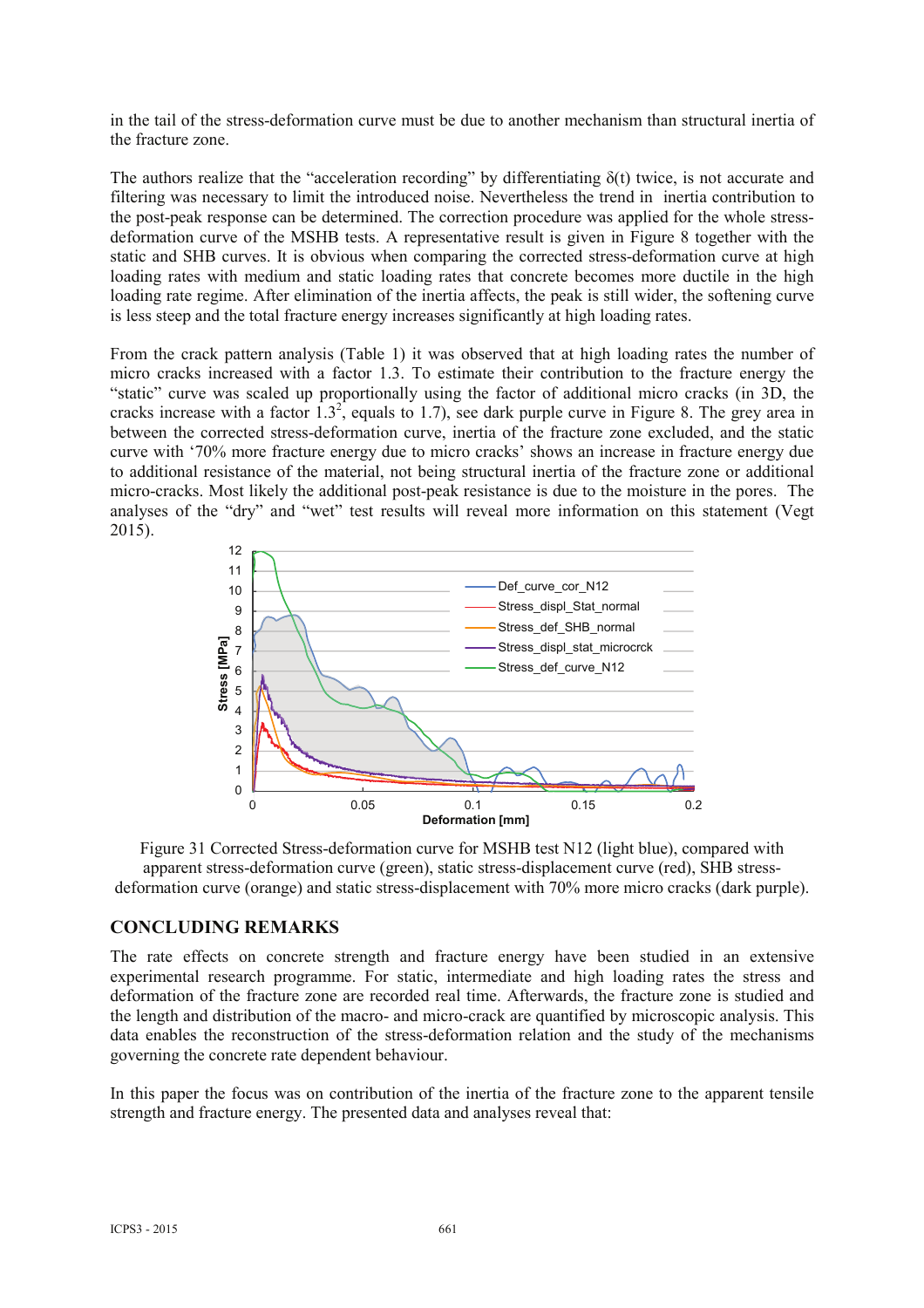in the tail of the stress-deformation curve must be due to another mechanism than structural inertia of the fracture zone.

The authors realize that the "acceleration recording" by differentiating $\delta(t)$ twice, is not accurate and filtering was necessary to limit the introduced noise. Nevertheless the trend in inertia contribution to the post-peak response can be determined. The correction procedure was applied for the whole stress-deformation curve of the MSHB tests. A representative result is given in Figure 8 together with the static and SHB curves. It is obvious when comparing the corrected stress-deformation curve at high loading rates with medium and static loading rates that concrete becomes more ductile in the high loading rate regime. After elimination of the inertia affects, the peak is still wider, the softening curve is less steep and the total fracture energy increases significantly at high loading rates.

From the crack pattern analysis (Table 1) it was observed that at high loading rates the number of micro cracks increased with a factor 1.3. To estimate their contribution to the fracture energy the "static" curve was scaled up proportionally using the factor of additional micro cracks (in 3D, the cracks increase with a factor $1.3^2$, equals to 1.7), see dark purple curve in Figure 8. The grey area in between the corrected stress-deformation curve, inertia of the fracture zone excluded, and the static curve with '70% more fracture energy due to micro cracks' shows an increase in fracture energy due to additional resistance of the material, not being structural inertia of the fracture zone or additional micro-cracks. Most likely the additional post-peak resistance is due to the moisture in the pores. The analyses of the "dry" and "wet" test results will reveal more information on this statement (Vegt 2015).

Figure 31 Corrected Stress-deformation curve for MSHB test N12 (light blue), compared with apparent stress-deformation curve (green), static stress-displacement curve (red), SHB stress-deformation curve (orange) and static stress-displacement with 70% more micro cracks (dark purple).

## CONCLUDING REMARKS

The rate effects on concrete strength and fracture energy have been studied in an extensive experimental research programme. For static, intermediate and high loading rates the stress and deformation of the fracture zone are recorded real time. Afterwards, the fracture zone is studied and the length and distribution of the macro- and micro-crack are quantified by microscopic analysis. This data enables the reconstruction of the stress-deformation relation and the study of the mechanisms governing the concrete rate dependent behaviour.

In this paper the focus was on contribution of the inertia of the fracture zone to the apparent tensile strength and fracture energy. The presented data and analyses reveal that: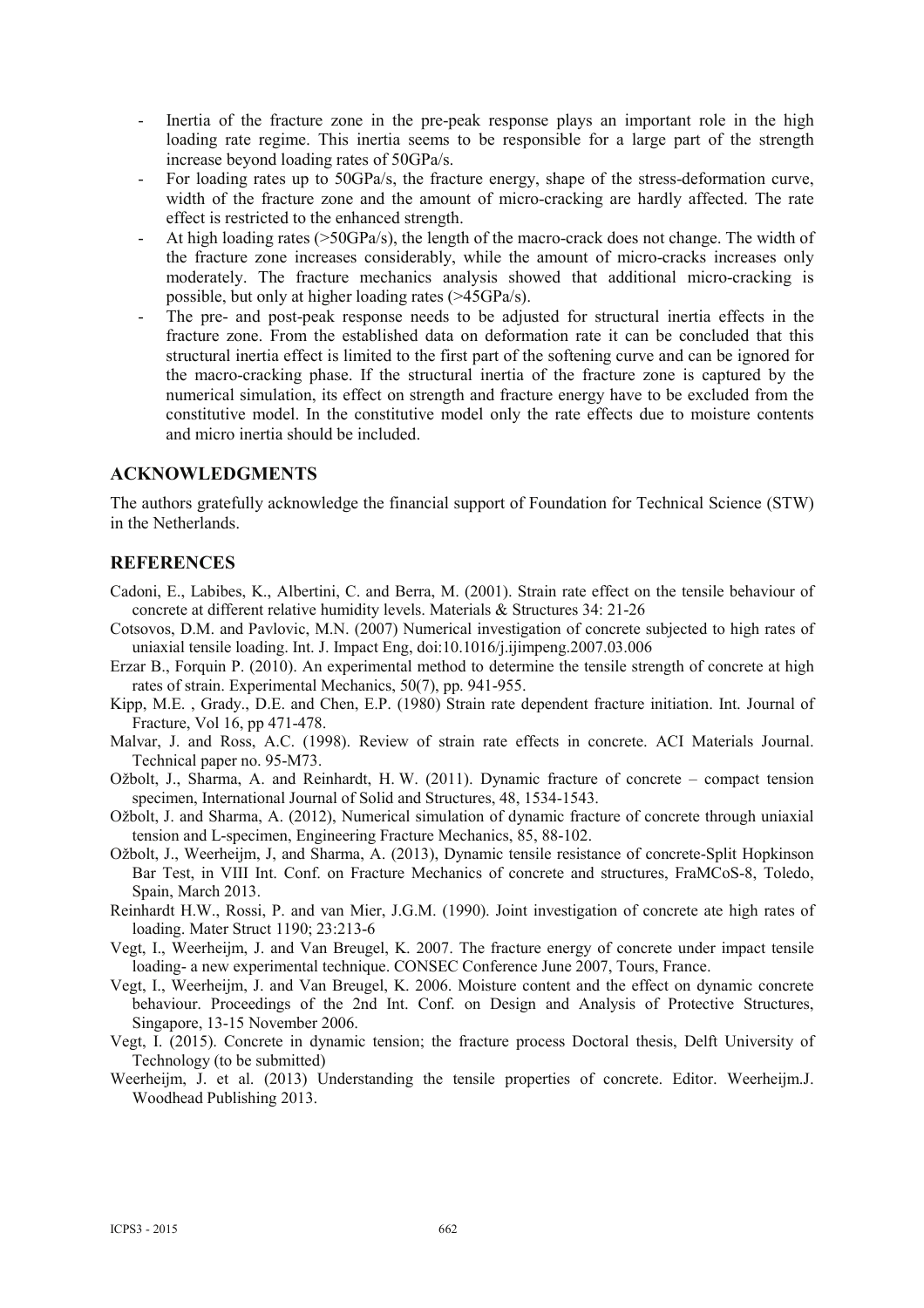- Inertia of the fracture zone in the pre-peak response plays an important role in the high loading rate regime. This inertia seems to be responsible for a large part of the strength increase beyond loading rates of 50GPa/s.
- For loading rates up to 50GPa/s, the fracture energy, shape of the stress-deformation curve, width of the fracture zone and the amount of micro-cracking are hardly affected. The rate effect is restricted to the enhanced strength.
- At high loading rates (>50GPa/s), the length of the macro-crack does not change. The width of the fracture zone increases considerably, while the amount of micro-cracks increases only moderately. The fracture mechanics analysis showed that additional micro-cracking is possible, but only at higher loading rates (>45GPa/s).
- The pre- and post-peak response needs to be adjusted for structural inertia effects in the fracture zone. From the established data on deformation rate it can be concluded that this structural inertia effect is limited to the first part of the softening curve and can be ignored for the macro-cracking phase. If the structural inertia of the fracture zone is captured by the numerical simulation, its effect on strength and fracture energy have to be excluded from the constitutive model. In the constitutive model only the rate effects due to moisture contents and micro inertia should be included.

## ACKNOWLEDGMENTS

The authors gratefully acknowledge the financial support of Foundation for Technical Science (STW) in the Netherlands.

## REFERENCES

Cadoni, E., Labibes, K., Albertini, C. and Berra, M. (2001). Strain rate effect on the tensile behaviour of concrete at different relative humidity levels. Materials & Structures 34: 21-26

Cotsovos, D.M. and Pavlovic, M.N. (2007) Numerical investigation of concrete subjected to high rates of uniaxial tensile loading. Int. J. Impact Eng, doi:10.1016/j.ijimpeng.2007.03.006

Erzar B., Forquin P. (2010). An experimental method to determine the tensile strength of concrete at high rates of strain. Experimental Mechanics, 50(7), pp. 941-955.

Kipp, M.E. , Grady., D.E. and Chen, E.P. (1980) Strain rate dependent fracture initiation. Int. Journal of Fracture, Vol 16, pp 471-478.

Malvar, J. and Ross, A.C. (1998). Review of strain rate effects in concrete. ACI Materials Journal. Technical paper no. 95-M73.

Ožbolt, J., Sharma, A. and Reinhardt, H. W. (2011). Dynamic fracture of concrete – compact tension specimen, International Journal of Solid and Structures, 48, 1534-1543.

Ožbolt, J. and Sharma, A. (2012), Numerical simulation of dynamic fracture of concrete through uniaxial tension and L-specimen, Engineering Fracture Mechanics, 85, 88-102.

Ožbolt, J., Weerheijm, J, and Sharma, A. (2013), Dynamic tensile resistance of concrete-Split Hopkinson Bar Test, in VIII Int. Conf. on Fracture Mechanics of concrete and structures, FraMCoS-8, Toledo, Spain, March 2013.

Reinhardt H.W., Rossi, P. and van Mier, J.G.M. (1990). Joint investigation of concrete ate high rates of loading. Mater Struct 1190; 23:213-6

Vegt, I., Weerheijm, J. and Van Breugel, K. 2007. The fracture energy of concrete under impact tensile loading- a new experimental technique. CONSEC Conference June 2007, Tours, France.

Vegt, I., Weerheijm, J. and Van Breugel, K. 2006. Moisture content and the effect on dynamic concrete behaviour. Proceedings of the 2nd Int. Conf. on Design and Analysis of Protective Structures, Singapore, 13-15 November 2006.

Vegt, I. (2015). Concrete in dynamic tension; the fracture process Doctoral thesis, Delft University of Technology (to be submitted)

Weerheijm, J. et al. (2013) Understanding the tensile properties of concrete. Editor. Weerheijm.J. Woodhead Publishing 2013.